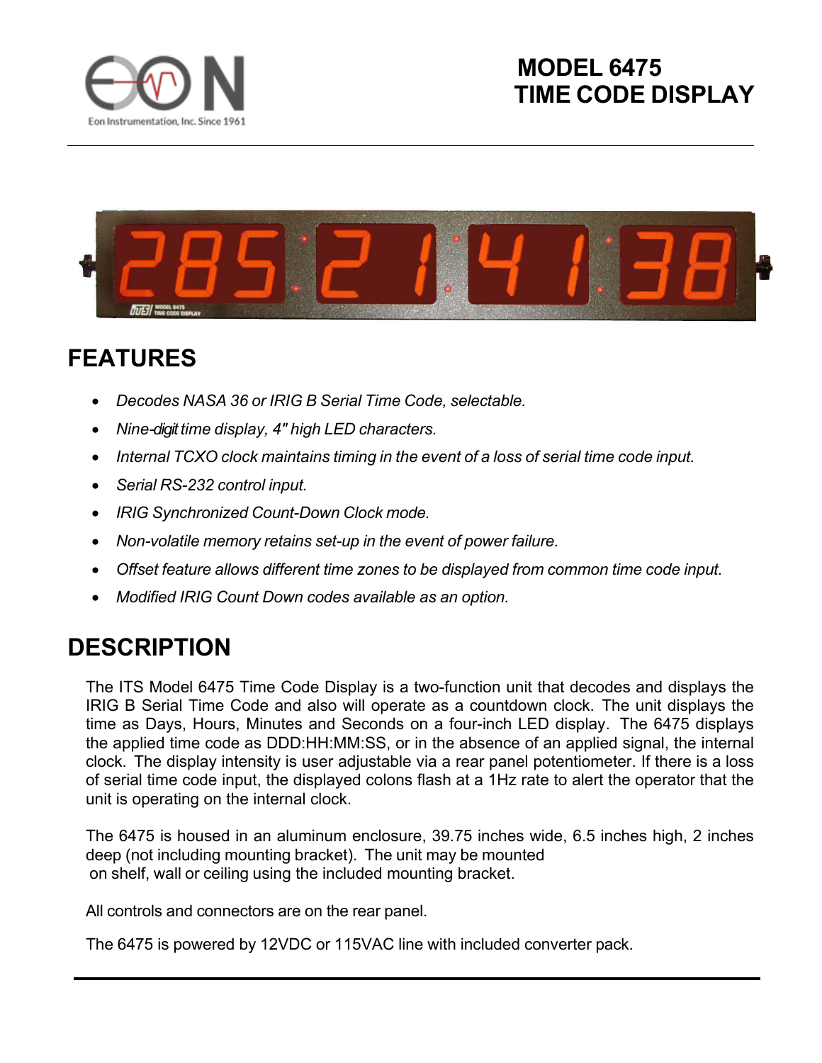Eon Instrumentation, Inc. Since 1961

# MODEL 6475 TIME CODE DISPLAY

## FEATURES

- *Decodes NASA 36 or IRIG B Serial Time Code, selectable.*
- *Nine-digit time display, 4" high LED characters.*
- *Internal TCXO clock maintains timing in the event of a loss of serial time code input.*
- *Serial RS-232 control input.*
- *IRIG Synchronized Count-Down Clock mode.*
- *Non-volatile memory retains set-up in the event of power failure.*
- *Offset feature allows different time zones to be displayed from common time code input.*
- *Modified IRIG Count Down codes available as an option.*

## DESCRIPTION

The ITS Model 6475 Time Code Display is a two-function unit that decodes and displays the IRIG B Serial Time Code and also will operate as a countdown clock. The unit displays the time as Days, Hours, Minutes and Seconds on a four-inch LED display. The 6475 displays the applied time code as DDD:HH:MM:SS, or in the absence of an applied signal, the internal clock. The display intensity is user adjustable via a rear panel potentiometer. If there is a loss of serial time code input, the displayed colons flash at a 1Hz rate to alert the operator that the unit is operating on the internal clock.

The 6475 is housed in an aluminum enclosure, 39.75 inches wide, 6.5 inches high, 2 inches deep (not including mounting bracket). The unit may be mounted on shelf, wall or ceiling using the included mounting bracket.

All controls and connectors are on the rear panel.

The 6475 is powered by 12VDC or 115VAC line with included converter pack.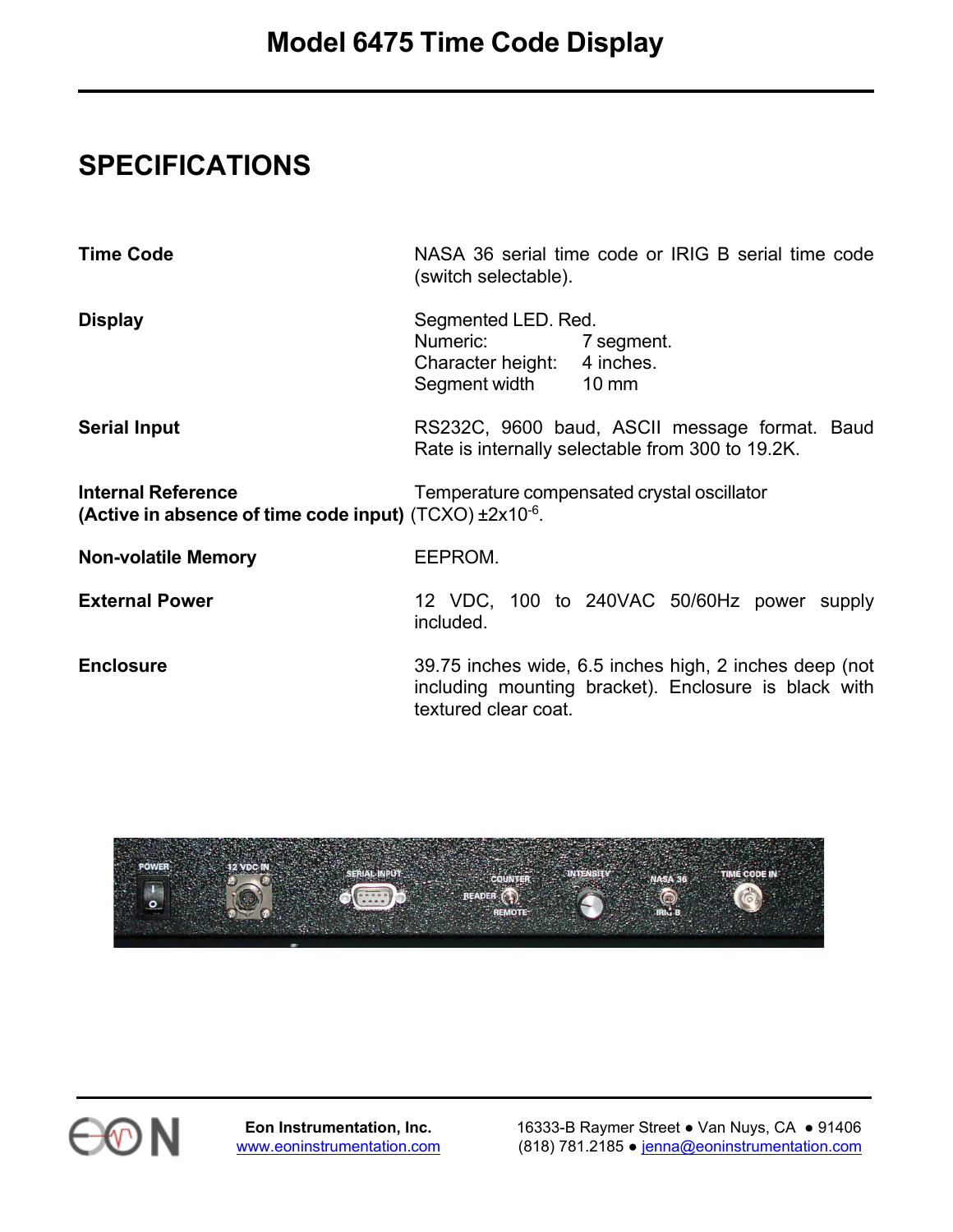# Model 6475 Time Code Display

## SPECIFICATIONS

**Time Code**

NASA 36 serial time code or IRIG B serial time code (switch selectable).

**Display**

Segmented LED. Red.

| | |
|---|---|
| Numeric: | 7 segment. |
| Character height: | 4 inches. |
| Segment width | 10 mm |

**Serial Input**

RS232C, 9600 baud, ASCII message format. Baud Rate is internally selectable from 300 to 19.2K.

**Internal Reference**
**(Active in absence of time code input)**

Temperature compensated crystal oscillator (TCXO) $\pm 2 \times 10^{-6}$.

**Non-volatile Memory**

EEPROM.

**External Power**

12 VDC, 100 to 240VAC 50/60Hz power supply included.

**Enclosure**

39.75 inches wide, 6.5 inches high, 2 inches deep (not including mounting bracket). Enclosure is black with textured clear coat.

**Eon Instrumentation, Inc.**
www.eoninstrumentation.com

16333-B Raymer Street ● Van Nuys, CA ● 91406
(818) 781.2185 ● jenna@eoninstrumentation.com